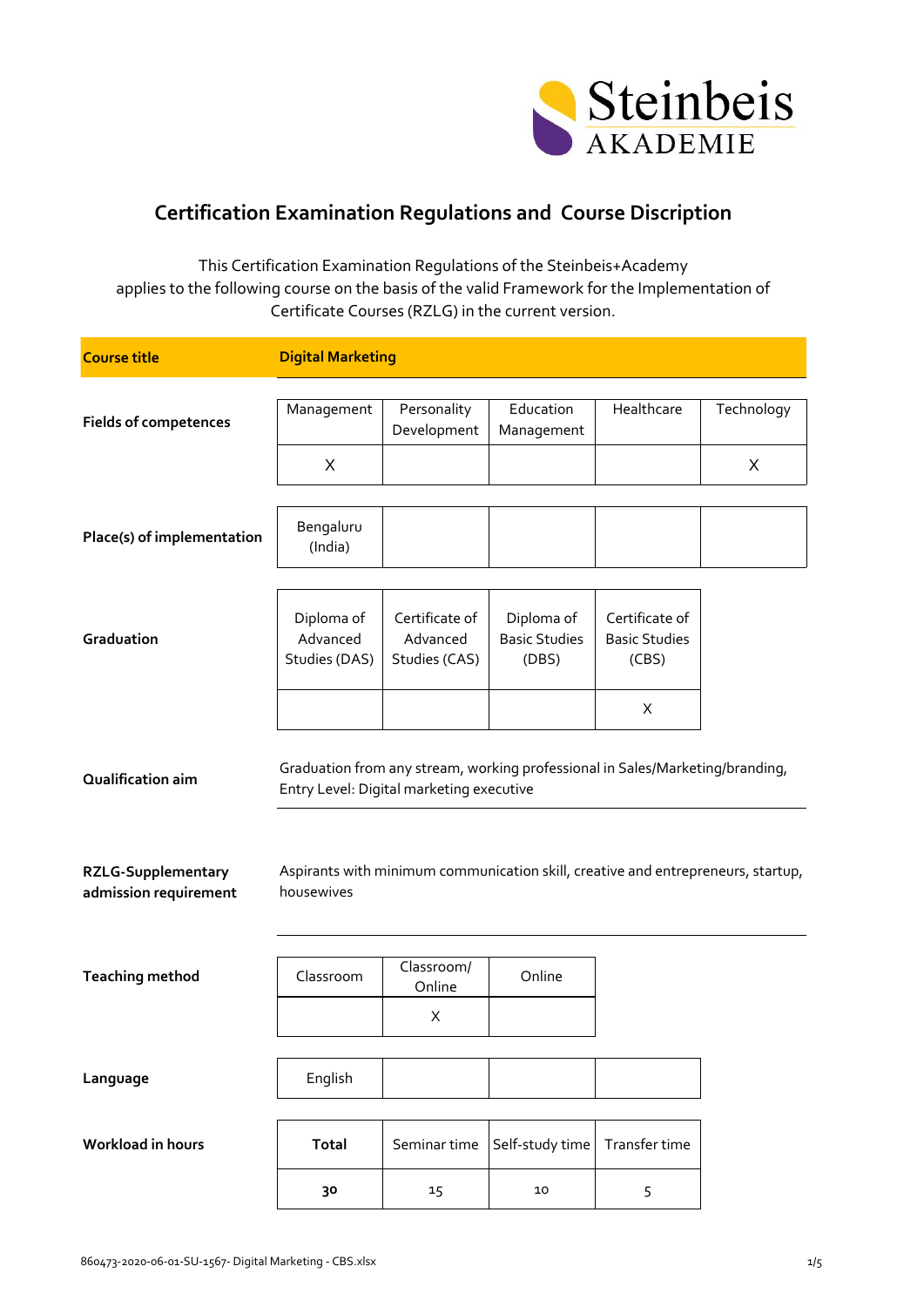# Certification Examination Regulations and Course Discription

This Certification Examination Regulations of the Steinbeis+Academy applies to the following course on the basis of the valid Framework for the Implementation of Certificate Courses (RZLG) in the current version.

**Course title** | **Digital Marketing**

**Fields of competences**

| Management | Personality Development | Education Management | Healthcare | Technology |
|---|---|---|---|---|
| X | | | | X |

**Place(s) of implementation**

| Bengaluru (India) | | | | |
|---|---|---|---|---|

**Graduation**

| Diploma of Advanced Studies (DAS) | Certificate of Advanced Studies (CAS) | Diploma of Basic Studies (DBS) | Certificate of Basic Studies (CBS) |
|---|---|---|---|
| | | | X |

**Qualification aim**

Graduation from any stream, working professional in Sales/Marketing/branding, Entry Level: Digital marketing executive

**RZLG-Supplementary admission requirement**

Aspirants with minimum communication skill, creative and entrepreneurs, startup, housewives

**Teaching method**

| Classroom | Classroom/ Online | Online |
|---|---|---|
| | X | |

**Language**

| English | | | |
|---|---|---|---|

**Workload in hours**

| Total | Seminar time | Self-study time | Transfer time |
|---|---|---|---|
| **30** | 15 | 10 | 5 |

860473-2020-06-01-SU-1567- Digital Marketing - CBS.xlsx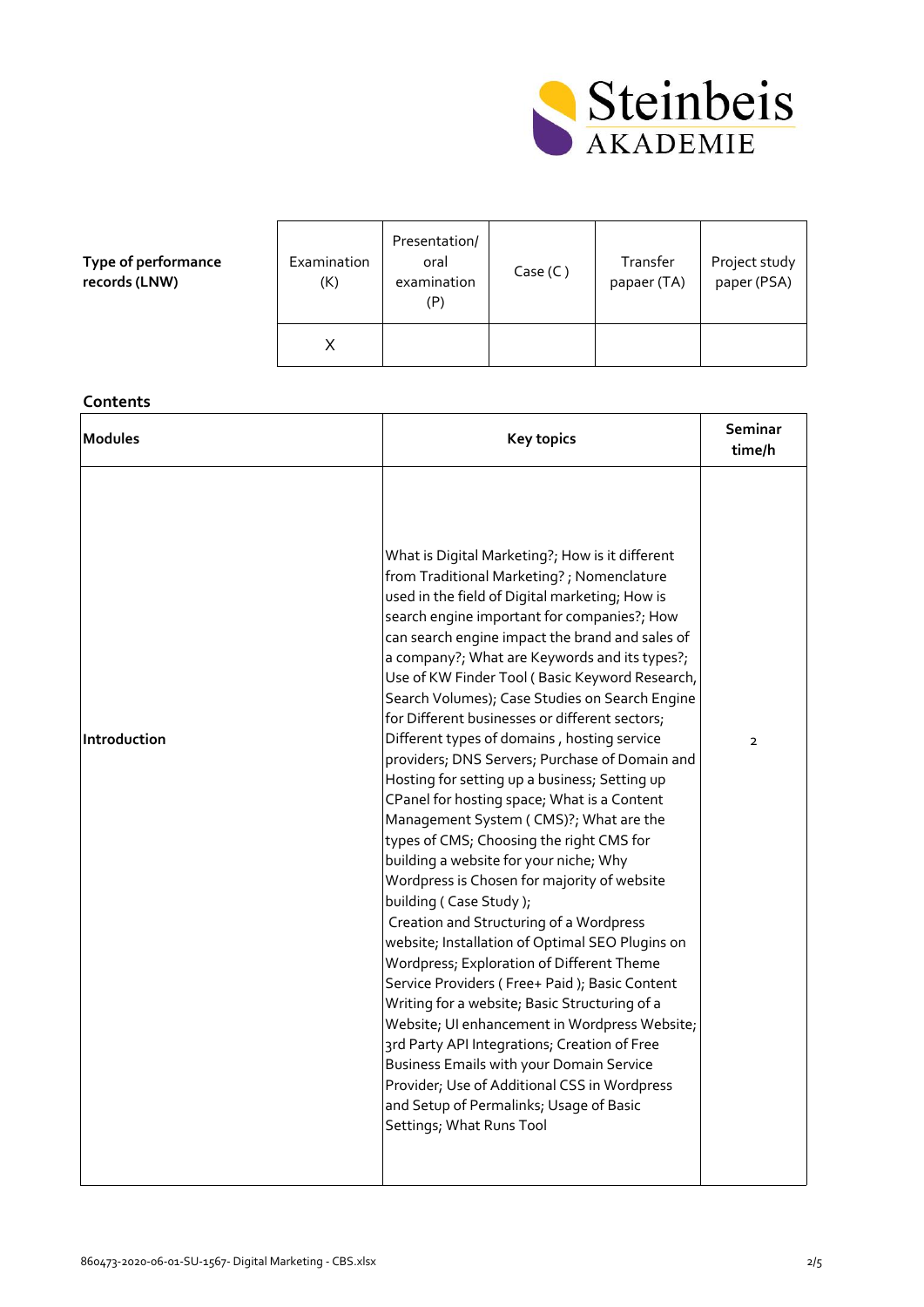| **Type of performance records (LNW)** | Examination (K) | Presentation/ oral examination (P) | Case (C ) | Transfer papaer (TA) | Project study paper (PSA) |
|---|---|---|---|---|---|
| | X | | | | |

**Contents**

| **Modules** | **Key topics** | **Seminar time/h** |
|---|---|---|
| **Introduction** | What is Digital Marketing?; How is it different from Traditional Marketing? ; Nomenclature used in the field of Digital marketing; How is search engine important for companies?; How can search engine impact the brand and sales of a company?; What are Keywords and its types?; Use of KW Finder Tool ( Basic Keyword Research, Search Volumes); Case Studies on Search Engine for Different businesses or different sectors; Different types of domains , hosting service providers; DNS Servers; Purchase of Domain and Hosting for setting up a business; Setting up CPanel for hosting space; What is a Content Management System ( CMS)?; What are the types of CMS; Choosing the right CMS for building a website for your niche; Why Wordpress is Chosen for majority of website building ( Case Study ); Creation and Structuring of a Wordpress website; Installation of Optimal SEO Plugins on Wordpress; Exploration of Different Theme Service Providers ( Free+ Paid ); Basic Content Writing for a website; Basic Structuring of a Website; UI enhancement in Wordpress Website; 3rd Party API Integrations; Creation of Free Business Emails with your Domain Service Provider; Use of Additional CSS in Wordpress and Setup of Permalinks; Usage of Basic Settings; What Runs Tool | 2 |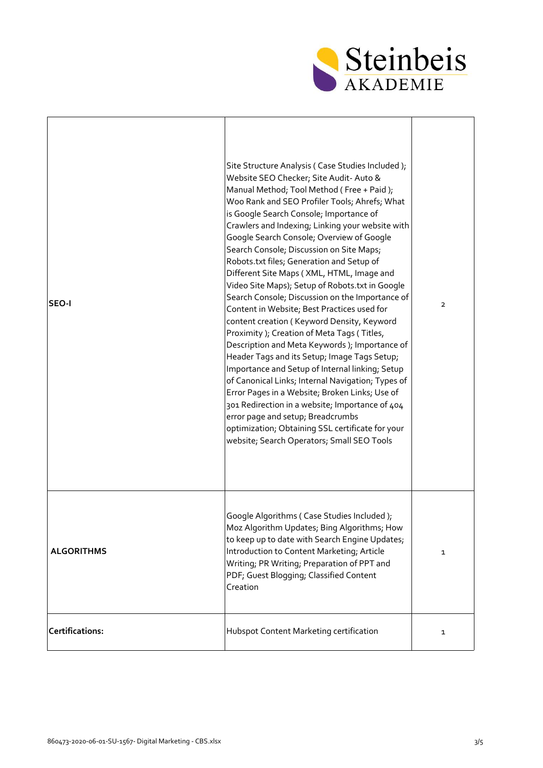| | | |
|---|---|---|
| **SEO-I** | Site Structure Analysis ( Case Studies Included ); Website SEO Checker; Site Audit- Auto & Manual Method; Tool Method ( Free + Paid ); Woo Rank and SEO Profiler Tools; Ahrefs; What is Google Search Console; Importance of Crawlers and Indexing; Linking your website with Google Search Console; Overview of Google Search Console; Discussion on Site Maps; Robots.txt files; Generation and Setup of Different Site Maps ( XML, HTML, Image and Video Site Maps); Setup of Robots.txt in Google Search Console; Discussion on the Importance of Content in Website; Best Practices used for content creation ( Keyword Density, Keyword Proximity ); Creation of Meta Tags ( Titles, Description and Meta Keywords ); Importance of Header Tags and its Setup; Image Tags Setup; Importance and Setup of Internal linking; Setup of Canonical Links; Internal Navigation; Types of Error Pages in a Website; Broken Links; Use of 301 Redirection in a website; Importance of 404 error page and setup; Breadcrumbs optimization; Obtaining SSL certificate for your website; Search Operators; Small SEO Tools | 2 |
| **ALGORITHMS** | Google Algorithms ( Case Studies Included ); Moz Algorithm Updates; Bing Algorithms; How to keep up to date with Search Engine Updates; Introduction to Content Marketing; Article Writing; PR Writing; Preparation of PPT and PDF; Guest Blogging; Classified Content Creation | 1 |
| **Certifications:** | Hubspot Content Marketing certification | 1 |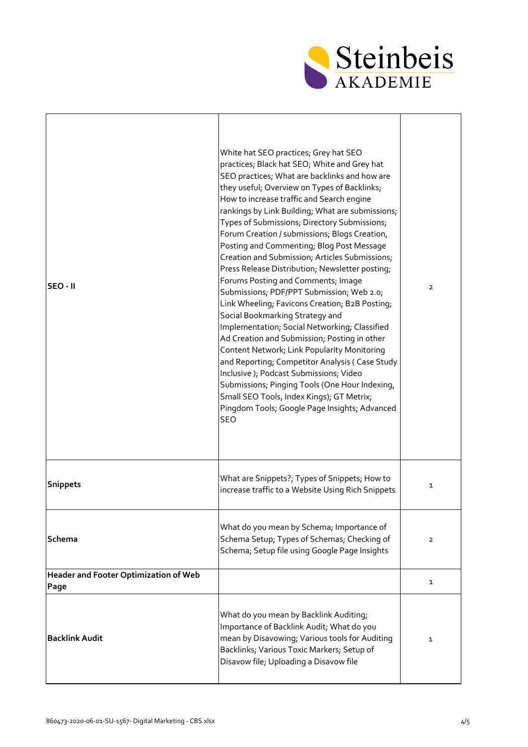| | | |
|---|---|---|
| **SEO - II** | White hat SEO practices; Grey hat SEO practices; Black hat SEO; White and Grey hat SEO practices; What are backlinks and how are they useful; Overview on Types of Backlinks; How to increase traffic and Search engine rankings by Link Building; What are submissions; Types of Submissions; Directory Submissions; Forum Creation / submissions; Blogs Creation, Posting and Commenting; Blog Post Message Creation and Submission; Articles Submissions; Press Release Distribution; Newsletter posting; Forums Posting and Comments; Image Submissions; PDF/PPT Submission; Web 2.0; Link Wheeling; Favicons Creation; B2B Posting; Social Bookmarking Strategy and Implementation; Social Networking; Classified Ad Creation and Submission; Posting in other Content Network; Link Popularity Monitoring and Reporting; Competitor Analysis ( Case Study Inclusive ); Podcast Submissions; Video Submissions; Pinging Tools (One Hour Indexing, Small SEO Tools, Index Kings); GT Metrix; Pingdom Tools; Google Page Insights; Advanced SEO | 2 |
| **Snippets** | What are Snippets?; Types of Snippets; How to increase traffic to a Website Using Rich Snippets | 1 |
| **Schema** | What do you mean by Schema; Importance of Schema Setup; Types of Schemas; Checking of Schema; Setup file using Google Page Insights | 2 |
| **Header and Footer Optimization of Web Page** | | 1 |
| **Backlink Audit** | What do you mean by Backlink Auditing; Importance of Backlink Audit; What do you mean by Disavowing; Various tools for Auditing Backlinks; Various Toxic Markers; Setup of Disavow file; Uploading a Disavow file | 1 |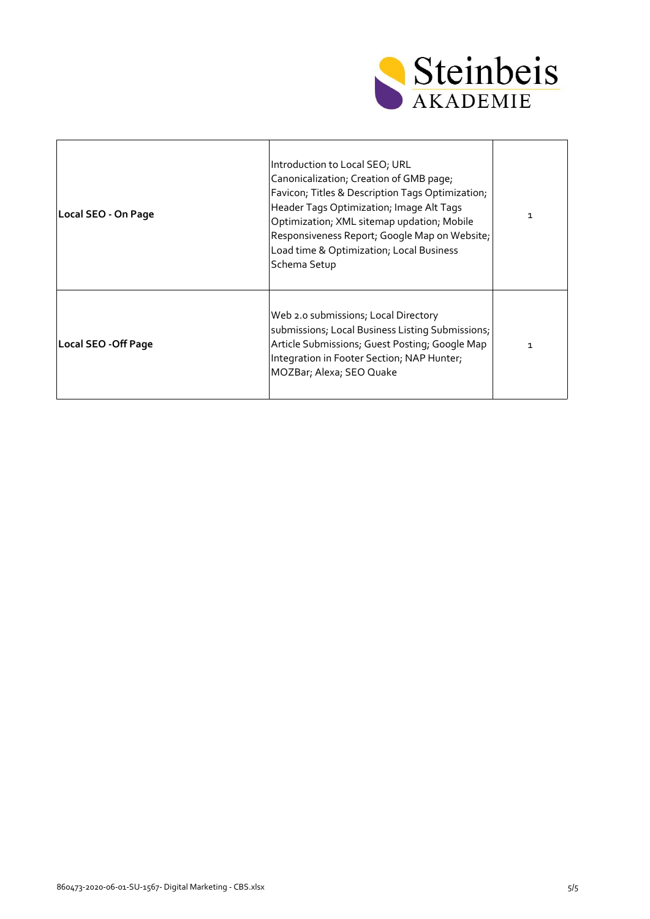| | | |
|---|---|---|
| **Local SEO - On Page** | Introduction to Local SEO; URL Canonicalization; Creation of GMB page; Favicon; Titles & Description Tags Optimization; Header Tags Optimization; Image Alt Tags Optimization; XML sitemap updation; Mobile Responsiveness Report; Google Map on Website; Load time & Optimization; Local Business Schema Setup | 1 |
| **Local SEO -Off Page** | Web 2.0 submissions; Local Directory submissions; Local Business Listing Submissions; Article Submissions; Guest Posting; Google Map Integration in Footer Section; NAP Hunter; MOZBar; Alexa; SEO Quake | 1 |

860473-2020-06-01-SU-1567- Digital Marketing - CBS.xlsx